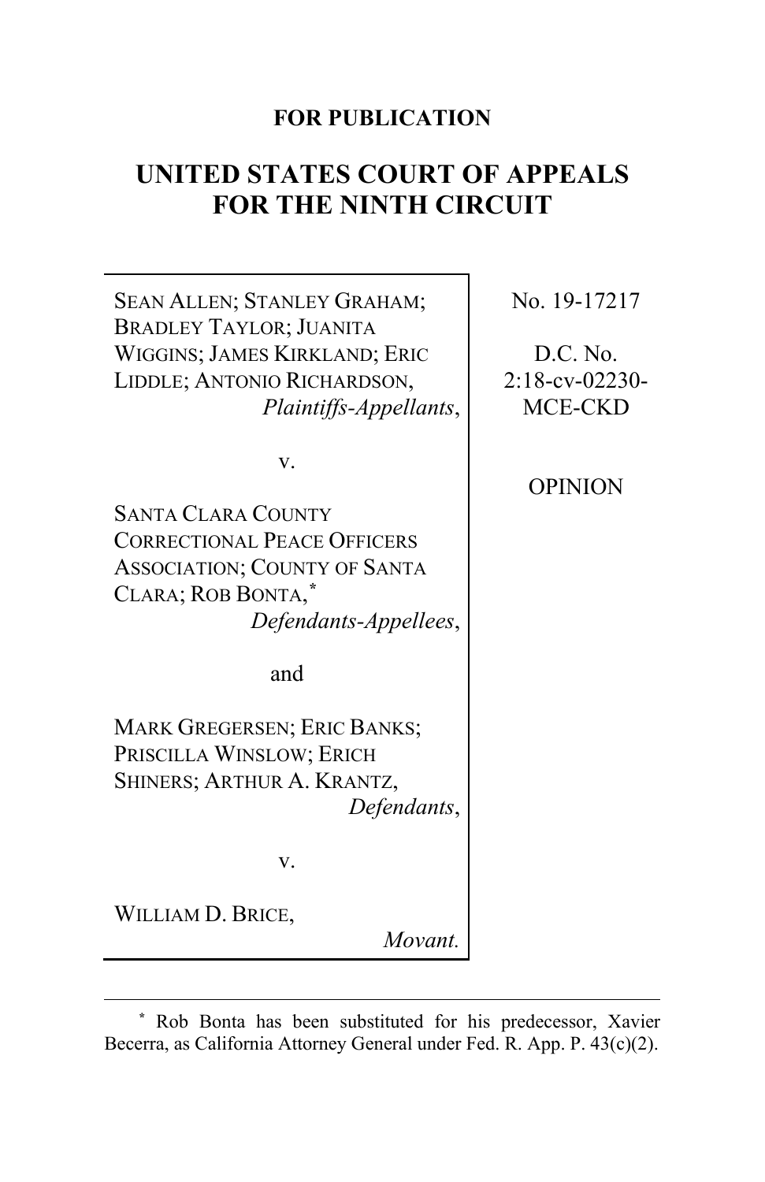**FOR PUBLICATION**

# UNITED STATES COURT OF APPEALS FOR THE NINTH CIRCUIT

SEAN ALLEN; STANLEY GRAHAM; BRADLEY TAYLOR; JUANITA WIGGINS; JAMES KIRKLAND; ERIC LIDDLE; ANTONIO RICHARDSON,
*Plaintiffs-Appellants*,

v.

SANTA CLARA COUNTY CORRECTIONAL PEACE OFFICERS ASSOCIATION; COUNTY OF SANTA CLARA; ROB BONTA,*
*Defendants-Appellees*,

and

MARK GREGERSEN; ERIC BANKS; PRISCILLA WINSLOW; ERICH SHINERS; ARTHUR A. KRANTZ,
*Defendants*,

v.

WILLIAM D. BRICE,
*Movant.*

No. 19-17217

D.C. No. 2:18-cv-02230-MCE-CKD

OPINION

---

* Rob Bonta has been substituted for his predecessor, Xavier Becerra, as California Attorney General under Fed. R. App. P. 43(c)(2).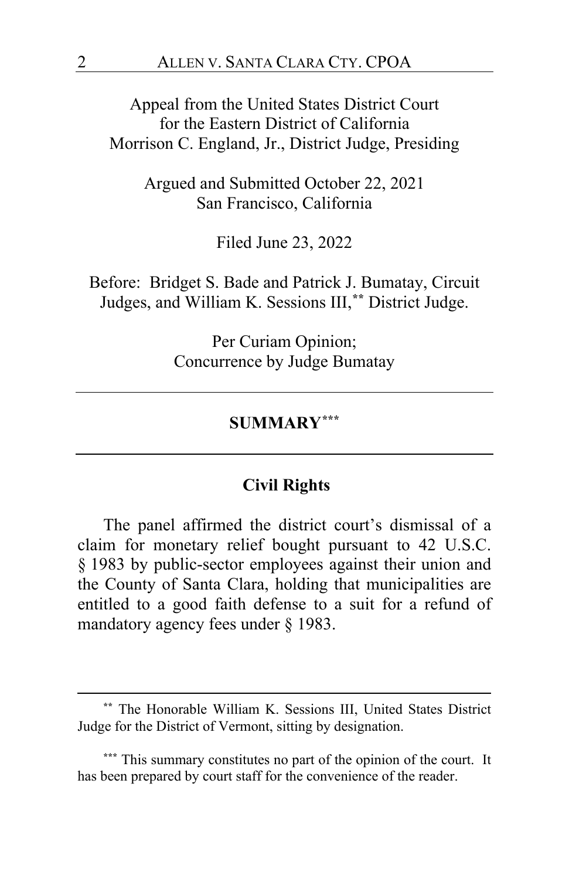Appeal from the United States District Court
for the Eastern District of California
Morrison C. England, Jr., District Judge, Presiding

Argued and Submitted October 22, 2021
San Francisco, California

Filed June 23, 2022

Before: Bridget S. Bade and Patrick J. Bumatay, Circuit Judges, and William K. Sessions III,[**] District Judge.

Per Curiam Opinion;
Concurrence by Judge Bumatay

---

## SUMMARY[***]

---

### Civil Rights

The panel affirmed the district court's dismissal of a claim for monetary relief bought pursuant to 42 U.S.C. § 1983 by public-sector employees against their union and the County of Santa Clara, holding that municipalities are entitled to a good faith defense to a suit for a refund of mandatory agency fees under § 1983.

---

[**] The Honorable William K. Sessions III, United States District Judge for the District of Vermont, sitting by designation.

[***] This summary constitutes no part of the opinion of the court. It has been prepared by court staff for the convenience of the reader.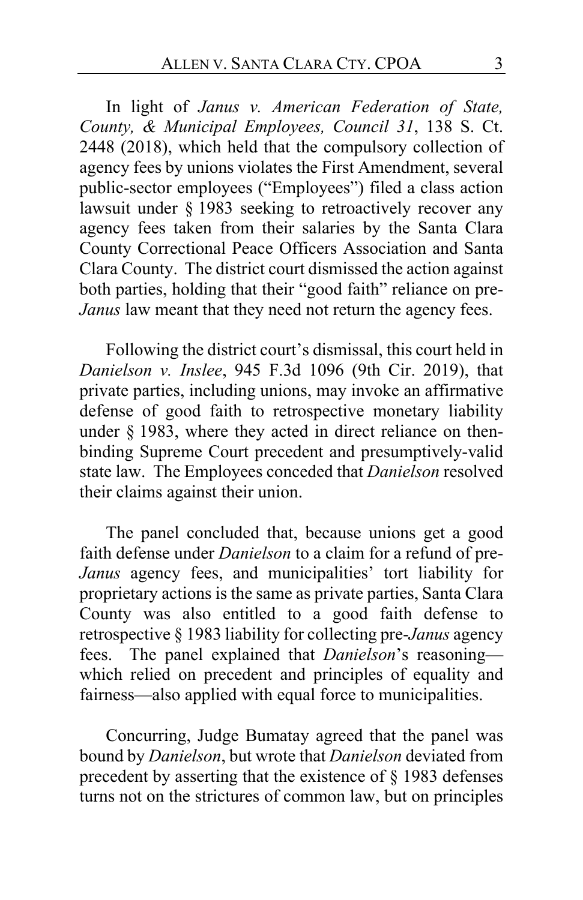In light of *Janus v. American Federation of State, County, & Municipal Employees, Council 31*, 138 S. Ct. 2448 (2018), which held that the compulsory collection of agency fees by unions violates the First Amendment, several public-sector employees ("Employees") filed a class action lawsuit under § 1983 seeking to retroactively recover any agency fees taken from their salaries by the Santa Clara County Correctional Peace Officers Association and Santa Clara County. The district court dismissed the action against both parties, holding that their "good faith" reliance on pre-*Janus* law meant that they need not return the agency fees.

Following the district court's dismissal, this court held in *Danielson v. Inslee*, 945 F.3d 1096 (9th Cir. 2019), that private parties, including unions, may invoke an affirmative defense of good faith to retrospective monetary liability under § 1983, where they acted in direct reliance on then-binding Supreme Court precedent and presumptively-valid state law. The Employees conceded that *Danielson* resolved their claims against their union.

The panel concluded that, because unions get a good faith defense under *Danielson* to a claim for a refund of pre-*Janus* agency fees, and municipalities' tort liability for proprietary actions is the same as private parties, Santa Clara County was also entitled to a good faith defense to retrospective § 1983 liability for collecting pre-*Janus* agency fees. The panel explained that *Danielson*'s reasoning—which relied on precedent and principles of equality and fairness—also applied with equal force to municipalities.

Concurring, Judge Bumatay agreed that the panel was bound by *Danielson*, but wrote that *Danielson* deviated from precedent by asserting that the existence of § 1983 defenses turns not on the strictures of common law, but on principles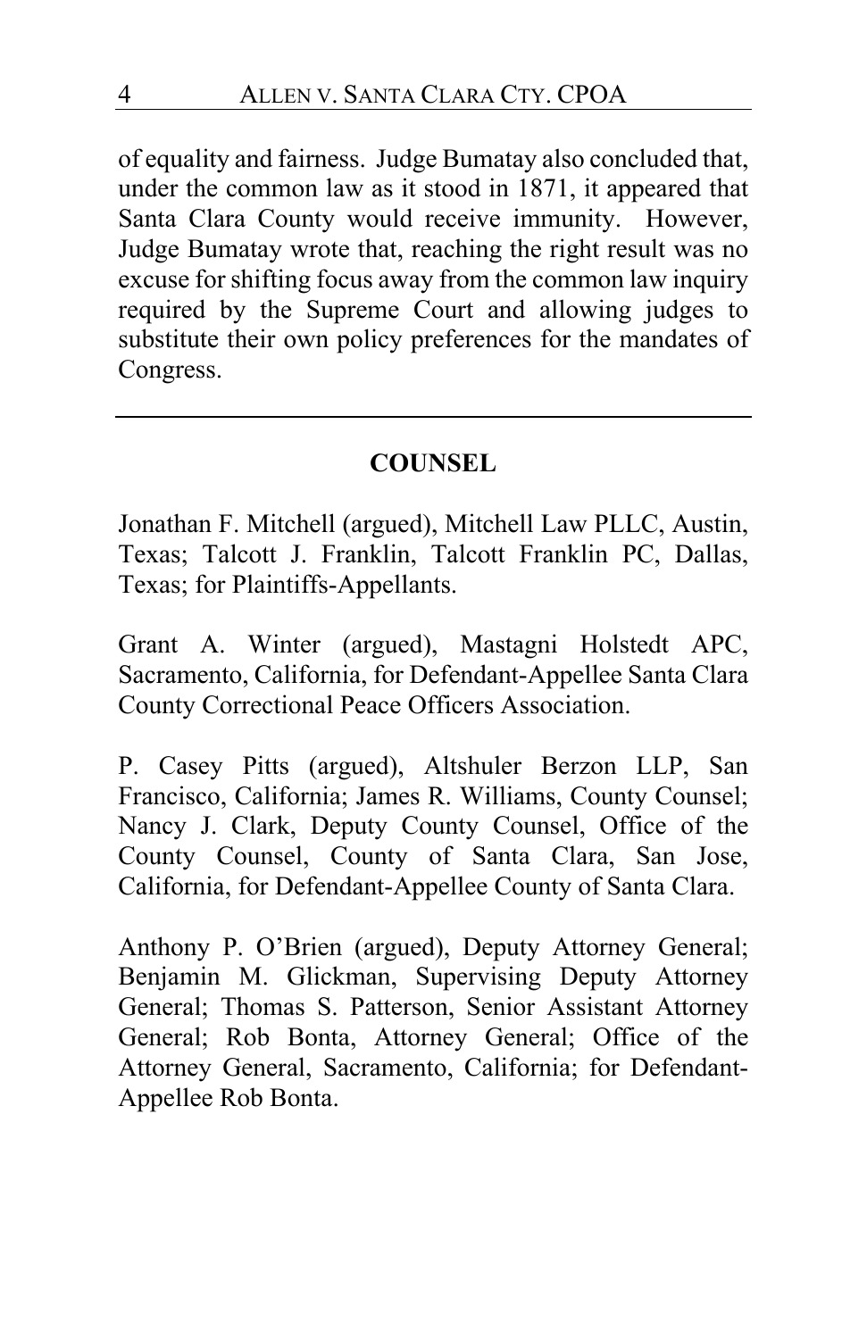of equality and fairness. Judge Bumatay also concluded that, under the common law as it stood in 1871, it appeared that Santa Clara County would receive immunity. However, Judge Bumatay wrote that, reaching the right result was no excuse for shifting focus away from the common law inquiry required by the Supreme Court and allowing judges to substitute their own policy preferences for the mandates of Congress.

---

## COUNSEL

Jonathan F. Mitchell (argued), Mitchell Law PLLC, Austin, Texas; Talcott J. Franklin, Talcott Franklin PC, Dallas, Texas; for Plaintiffs-Appellants.

Grant A. Winter (argued), Mastagni Holstedt APC, Sacramento, California, for Defendant-Appellee Santa Clara County Correctional Peace Officers Association.

P. Casey Pitts (argued), Altshuler Berzon LLP, San Francisco, California; James R. Williams, County Counsel; Nancy J. Clark, Deputy County Counsel, Office of the County Counsel, County of Santa Clara, San Jose, California, for Defendant-Appellee County of Santa Clara.

Anthony P. O'Brien (argued), Deputy Attorney General; Benjamin M. Glickman, Supervising Deputy Attorney General; Thomas S. Patterson, Senior Assistant Attorney General; Rob Bonta, Attorney General; Office of the Attorney General, Sacramento, California; for Defendant-Appellee Rob Bonta.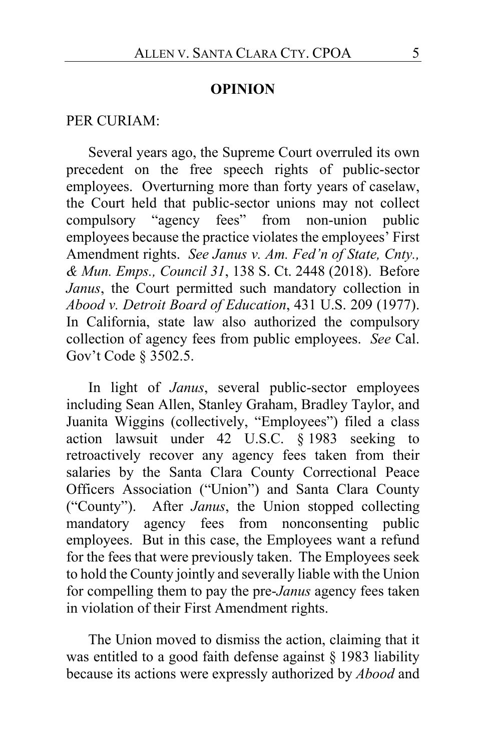**OPINION**

PER CURIAM:

Several years ago, the Supreme Court overruled its own precedent on the free speech rights of public-sector employees. Overturning more than forty years of caselaw, the Court held that public-sector unions may not collect compulsory "agency fees" from non-union public employees because the practice violates the employees' First Amendment rights. *See Janus v. Am. Fed'n of State, Cnty., & Mun. Emps., Council 31*, 138 S. Ct. 2448 (2018). Before *Janus*, the Court permitted such mandatory collection in *Abood v. Detroit Board of Education*, 431 U.S. 209 (1977). In California, state law also authorized the compulsory collection of agency fees from public employees. *See* Cal. Gov't Code § 3502.5.

In light of *Janus*, several public-sector employees including Sean Allen, Stanley Graham, Bradley Taylor, and Juanita Wiggins (collectively, "Employees") filed a class action lawsuit under 42 U.S.C. § 1983 seeking to retroactively recover any agency fees taken from their salaries by the Santa Clara County Correctional Peace Officers Association ("Union") and Santa Clara County ("County"). After *Janus*, the Union stopped collecting mandatory agency fees from nonconsenting public employees. But in this case, the Employees want a refund for the fees that were previously taken. The Employees seek to hold the County jointly and severally liable with the Union for compelling them to pay the pre-*Janus* agency fees taken in violation of their First Amendment rights.

The Union moved to dismiss the action, claiming that it was entitled to a good faith defense against § 1983 liability because its actions were expressly authorized by *Abood* and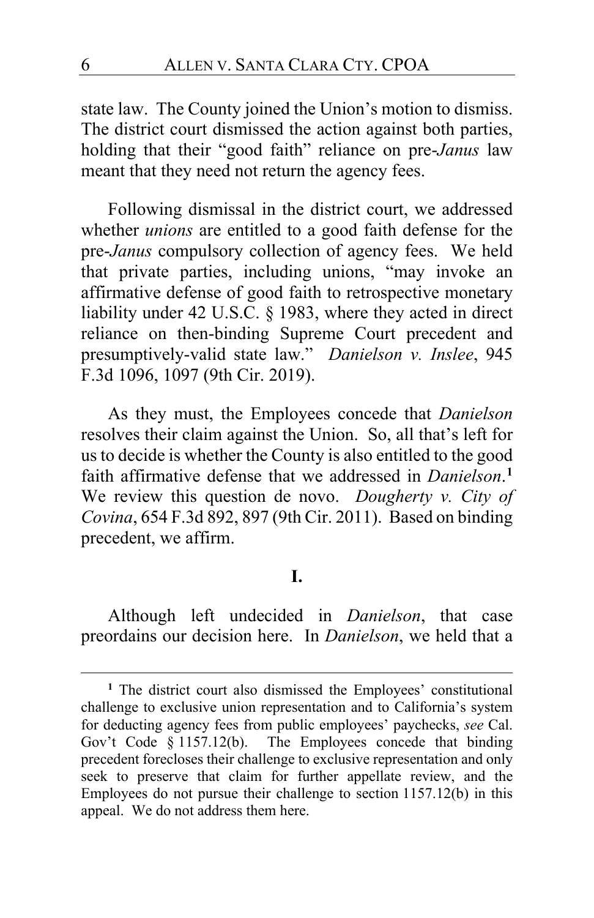state law. The County joined the Union's motion to dismiss. The district court dismissed the action against both parties, holding that their "good faith" reliance on pre-*Janus* law meant that they need not return the agency fees.

Following dismissal in the district court, we addressed whether *unions* are entitled to a good faith defense for the pre-*Janus* compulsory collection of agency fees. We held that private parties, including unions, "may invoke an affirmative defense of good faith to retrospective monetary liability under 42 U.S.C. § 1983, where they acted in direct reliance on then-binding Supreme Court precedent and presumptively-valid state law." *Danielson v. Inslee*, 945 F.3d 1096, 1097 (9th Cir. 2019).

As they must, the Employees concede that *Danielson* resolves their claim against the Union. So, all that's left for us to decide is whether the County is also entitled to the good faith affirmative defense that we addressed in *Danielson*.[1] We review this question de novo. *Dougherty v. City of Covina*, 654 F.3d 892, 897 (9th Cir. 2011). Based on binding precedent, we affirm.

## I.

Although left undecided in *Danielson*, that case preordains our decision here. In *Danielson*, we held that a

[1] The district court also dismissed the Employees' constitutional challenge to exclusive union representation and to California's system for deducting agency fees from public employees' paychecks, *see* Cal. Gov't Code § 1157.12(b). The Employees concede that binding precedent forecloses their challenge to exclusive representation and only seek to preserve that claim for further appellate review, and the Employees do not pursue their challenge to section 1157.12(b) in this appeal. We do not address them here.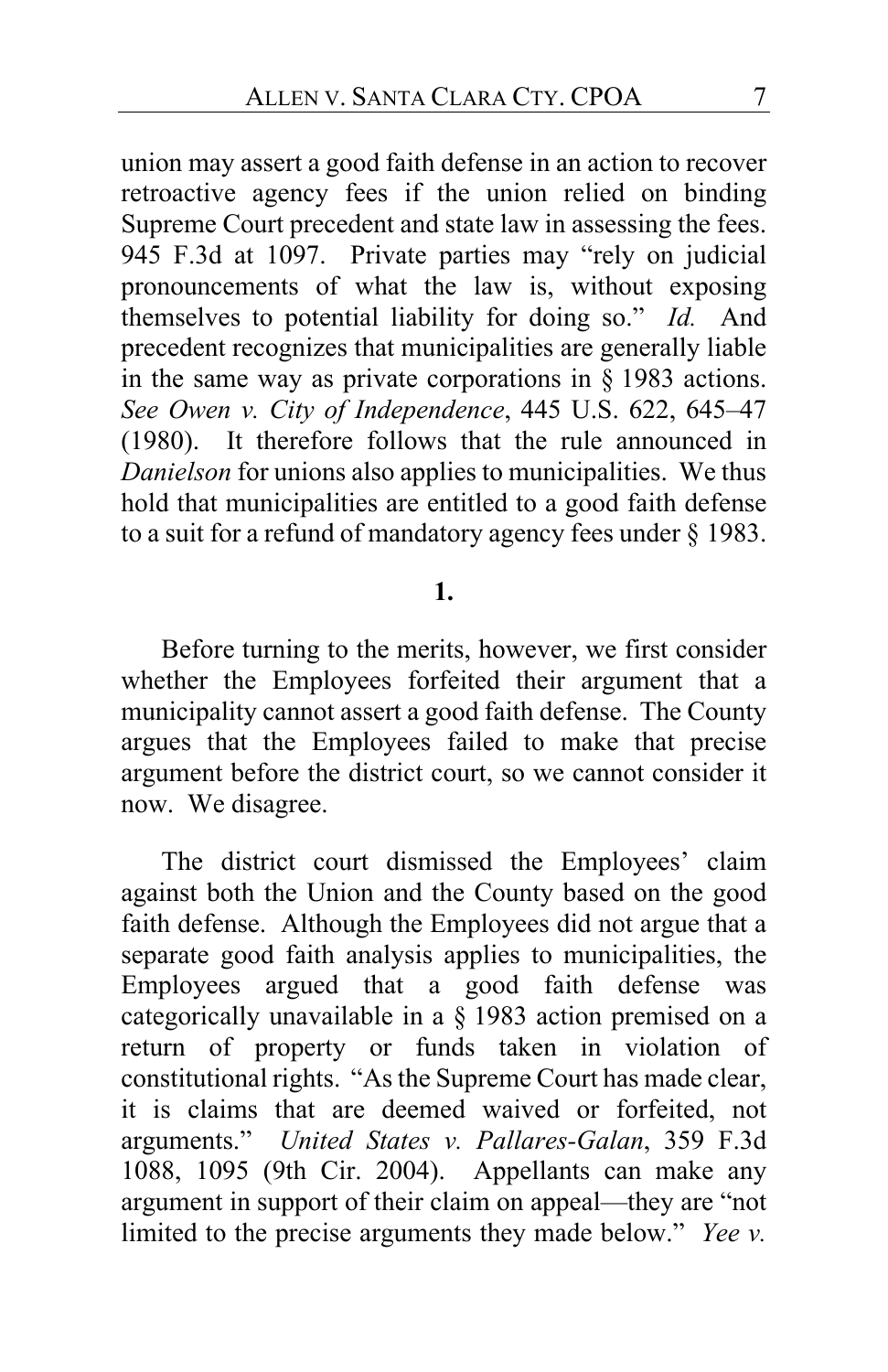union may assert a good faith defense in an action to recover retroactive agency fees if the union relied on binding Supreme Court precedent and state law in assessing the fees. 945 F.3d at 1097. Private parties may "rely on judicial pronouncements of what the law is, without exposing themselves to potential liability for doing so." *Id.* And precedent recognizes that municipalities are generally liable in the same way as private corporations in § 1983 actions. *See Owen v. City of Independence*, 445 U.S. 622, 645–47 (1980). It therefore follows that the rule announced in *Danielson* for unions also applies to municipalities. We thus hold that municipalities are entitled to a good faith defense to a suit for a refund of mandatory agency fees under § 1983.

**1.**

Before turning to the merits, however, we first consider whether the Employees forfeited their argument that a municipality cannot assert a good faith defense. The County argues that the Employees failed to make that precise argument before the district court, so we cannot consider it now. We disagree.

The district court dismissed the Employees' claim against both the Union and the County based on the good faith defense. Although the Employees did not argue that a separate good faith analysis applies to municipalities, the Employees argued that a good faith defense was categorically unavailable in a § 1983 action premised on a return of property or funds taken in violation of constitutional rights. "As the Supreme Court has made clear, it is claims that are deemed waived or forfeited, not arguments." *United States v. Pallares-Galan*, 359 F.3d 1088, 1095 (9th Cir. 2004). Appellants can make any argument in support of their claim on appeal—they are "not limited to the precise arguments they made below." *Yee v.*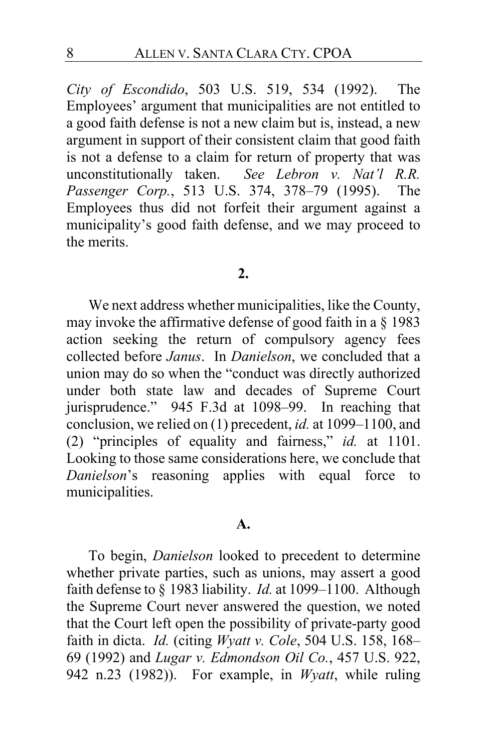*City of Escondido*, 503 U.S. 519, 534 (1992). The Employees' argument that municipalities are not entitled to a good faith defense is not a new claim but is, instead, a new argument in support of their consistent claim that good faith is not a defense to a claim for return of property that was unconstitutionally taken. *See Lebron v. Nat'l R.R. Passenger Corp.*, 513 U.S. 374, 378–79 (1995). The Employees thus did not forfeit their argument against a municipality's good faith defense, and we may proceed to the merits.

**2.**

We next address whether municipalities, like the County, may invoke the affirmative defense of good faith in a § 1983 action seeking the return of compulsory agency fees collected before *Janus*. In *Danielson*, we concluded that a union may do so when the "conduct was directly authorized under both state law and decades of Supreme Court jurisprudence." 945 F.3d at 1098–99. In reaching that conclusion, we relied on (1) precedent, *id.* at 1099–1100, and (2) "principles of equality and fairness," *id.* at 1101. Looking to those same considerations here, we conclude that *Danielson*'s reasoning applies with equal force to municipalities.

**A.**

To begin, *Danielson* looked to precedent to determine whether private parties, such as unions, may assert a good faith defense to § 1983 liability. *Id.* at 1099–1100. Although the Supreme Court never answered the question, we noted that the Court left open the possibility of private-party good faith in dicta. *Id.* (citing *Wyatt v. Cole*, 504 U.S. 158, 168–69 (1992) and *Lugar v. Edmondson Oil Co.*, 457 U.S. 922, 942 n.23 (1982)). For example, in *Wyatt*, while ruling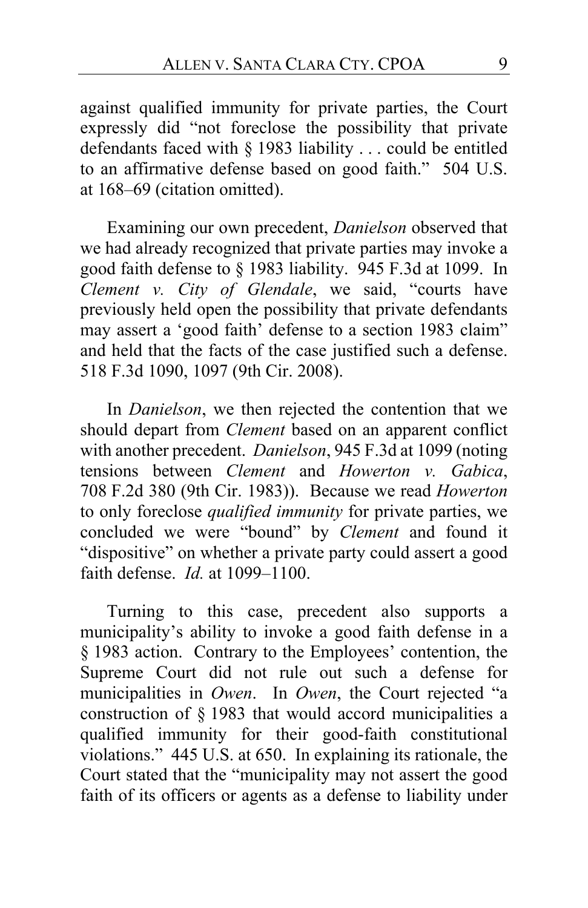against qualified immunity for private parties, the Court expressly did "not foreclose the possibility that private defendants faced with § 1983 liability . . . could be entitled to an affirmative defense based on good faith." 504 U.S. at 168–69 (citation omitted).

Examining our own precedent, *Danielson* observed that we had already recognized that private parties may invoke a good faith defense to § 1983 liability. 945 F.3d at 1099. In *Clement v. City of Glendale*, we said, "courts have previously held open the possibility that private defendants may assert a 'good faith' defense to a section 1983 claim" and held that the facts of the case justified such a defense. 518 F.3d 1090, 1097 (9th Cir. 2008).

In *Danielson*, we then rejected the contention that we should depart from *Clement* based on an apparent conflict with another precedent. *Danielson*, 945 F.3d at 1099 (noting tensions between *Clement* and *Howerton v. Gabica*, 708 F.2d 380 (9th Cir. 1983)). Because we read *Howerton* to only foreclose *qualified immunity* for private parties, we concluded we were "bound" by *Clement* and found it "dispositive" on whether a private party could assert a good faith defense. *Id.* at 1099–1100.

Turning to this case, precedent also supports a municipality's ability to invoke a good faith defense in a § 1983 action. Contrary to the Employees' contention, the Supreme Court did not rule out such a defense for municipalities in *Owen*. In *Owen*, the Court rejected "a construction of § 1983 that would accord municipalities a qualified immunity for their good-faith constitutional violations." 445 U.S. at 650. In explaining its rationale, the Court stated that the "municipality may not assert the good faith of its officers or agents as a defense to liability under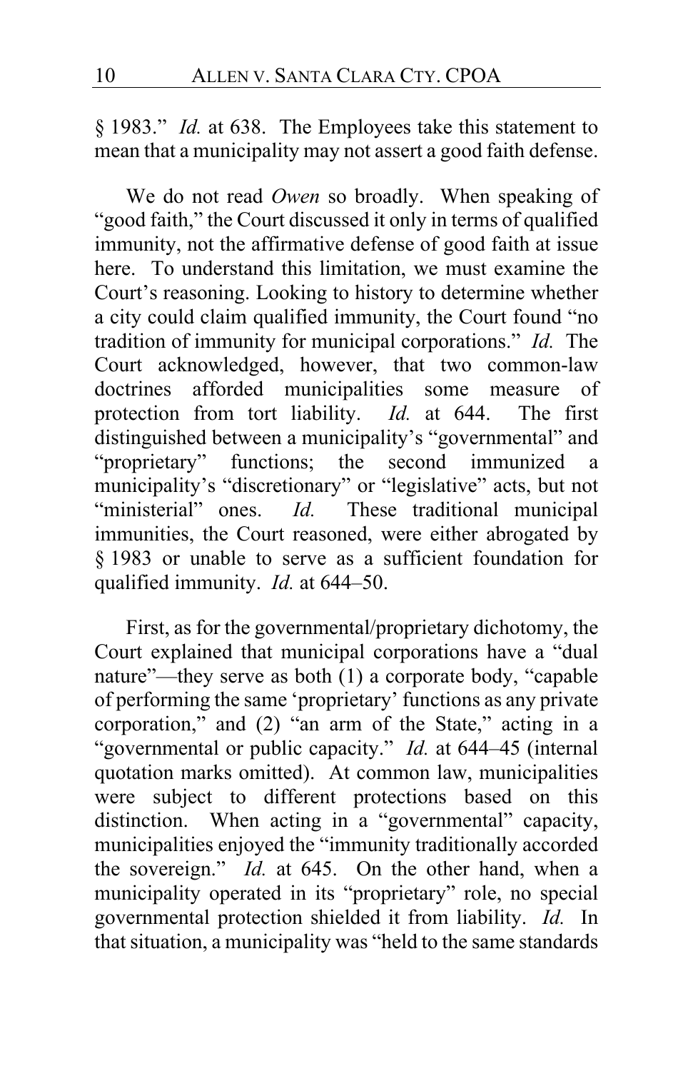§ 1983." *Id.* at 638. The Employees take this statement to mean that a municipality may not assert a good faith defense.

We do not read *Owen* so broadly. When speaking of "good faith," the Court discussed it only in terms of qualified immunity, not the affirmative defense of good faith at issue here. To understand this limitation, we must examine the Court's reasoning. Looking to history to determine whether a city could claim qualified immunity, the Court found "no tradition of immunity for municipal corporations." *Id.* The Court acknowledged, however, that two common-law doctrines afforded municipalities some measure of protection from tort liability. *Id.* at 644. The first distinguished between a municipality's "governmental" and "proprietary" functions; the second immunized a municipality's "discretionary" or "legislative" acts, but not "ministerial" ones. *Id.* These traditional municipal immunities, the Court reasoned, were either abrogated by § 1983 or unable to serve as a sufficient foundation for qualified immunity. *Id.* at 644–50.

First, as for the governmental/proprietary dichotomy, the Court explained that municipal corporations have a "dual nature"—they serve as both (1) a corporate body, "capable of performing the same 'proprietary' functions as any private corporation," and (2) "an arm of the State," acting in a "governmental or public capacity." *Id.* at 644–45 (internal quotation marks omitted). At common law, municipalities were subject to different protections based on this distinction. When acting in a "governmental" capacity, municipalities enjoyed the "immunity traditionally accorded the sovereign." *Id.* at 645. On the other hand, when a municipality operated in its "proprietary" role, no special governmental protection shielded it from liability. *Id.* In that situation, a municipality was "held to the same standards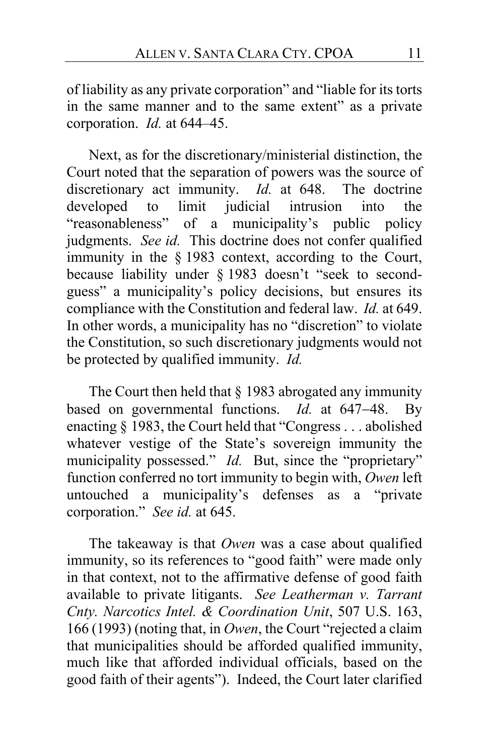of liability as any private corporation" and "liable for its torts in the same manner and to the same extent" as a private corporation. *Id.* at 644–45.

Next, as for the discretionary/ministerial distinction, the Court noted that the separation of powers was the source of discretionary act immunity. *Id.* at 648. The doctrine developed to limit judicial intrusion into the "reasonableness" of a municipality's public policy judgments. *See id.* This doctrine does not confer qualified immunity in the § 1983 context, according to the Court, because liability under § 1983 doesn't "seek to second-guess" a municipality's policy decisions, but ensures its compliance with the Constitution and federal law. *Id.* at 649. In other words, a municipality has no "discretion" to violate the Constitution, so such discretionary judgments would not be protected by qualified immunity. *Id.*

The Court then held that § 1983 abrogated any immunity based on governmental functions. *Id.* at 647–48. By enacting § 1983, the Court held that "Congress . . . abolished whatever vestige of the State's sovereign immunity the municipality possessed." *Id.* But, since the "proprietary" function conferred no tort immunity to begin with, *Owen* left untouched a municipality's defenses as a "private corporation." *See id.* at 645.

The takeaway is that *Owen* was a case about qualified immunity, so its references to "good faith" were made only in that context, not to the affirmative defense of good faith available to private litigants. *See Leatherman v. Tarrant Cnty. Narcotics Intel. & Coordination Unit*, 507 U.S. 163, 166 (1993) (noting that, in *Owen*, the Court "rejected a claim that municipalities should be afforded qualified immunity, much like that afforded individual officials, based on the good faith of their agents"). Indeed, the Court later clarified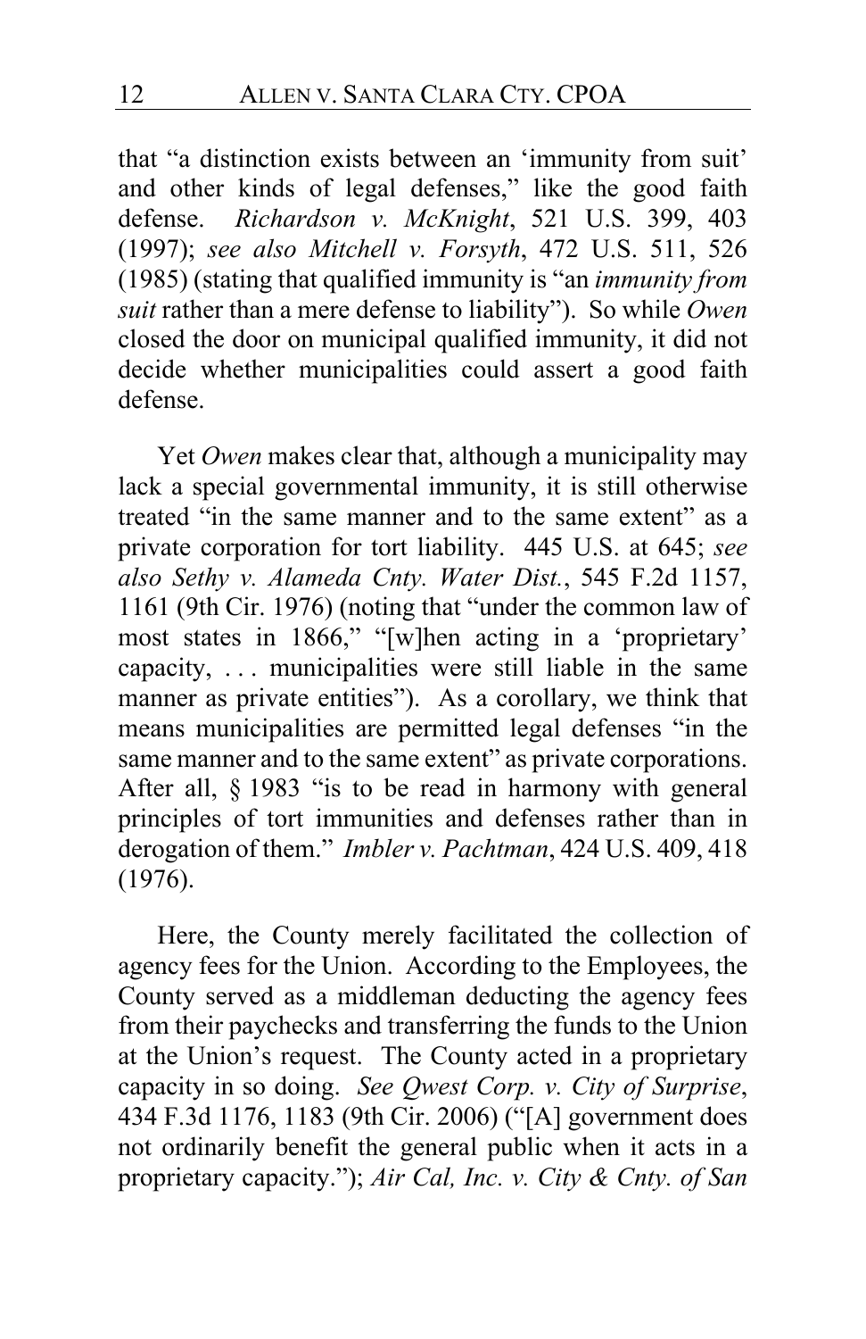that "a distinction exists between an 'immunity from suit' and other kinds of legal defenses," like the good faith defense. *Richardson v. McKnight*, 521 U.S. 399, 403 (1997); *see also Mitchell v. Forsyth*, 472 U.S. 511, 526 (1985) (stating that qualified immunity is "an *immunity from suit* rather than a mere defense to liability"). So while *Owen* closed the door on municipal qualified immunity, it did not decide whether municipalities could assert a good faith defense.

Yet *Owen* makes clear that, although a municipality may lack a special governmental immunity, it is still otherwise treated "in the same manner and to the same extent" as a private corporation for tort liability. 445 U.S. at 645; *see also Sethy v. Alameda Cnty. Water Dist.*, 545 F.2d 1157, 1161 (9th Cir. 1976) (noting that "under the common law of most states in 1866," "[w]hen acting in a 'proprietary' capacity, . . . municipalities were still liable in the same manner as private entities"). As a corollary, we think that means municipalities are permitted legal defenses "in the same manner and to the same extent" as private corporations. After all, § 1983 "is to be read in harmony with general principles of tort immunities and defenses rather than in derogation of them." *Imbler v. Pachtman*, 424 U.S. 409, 418 (1976).

Here, the County merely facilitated the collection of agency fees for the Union. According to the Employees, the County served as a middleman deducting the agency fees from their paychecks and transferring the funds to the Union at the Union's request. The County acted in a proprietary capacity in so doing. *See Qwest Corp. v. City of Surprise*, 434 F.3d 1176, 1183 (9th Cir. 2006) ("[A] government does not ordinarily benefit the general public when it acts in a proprietary capacity."); *Air Cal, Inc. v. City & Cnty. of San*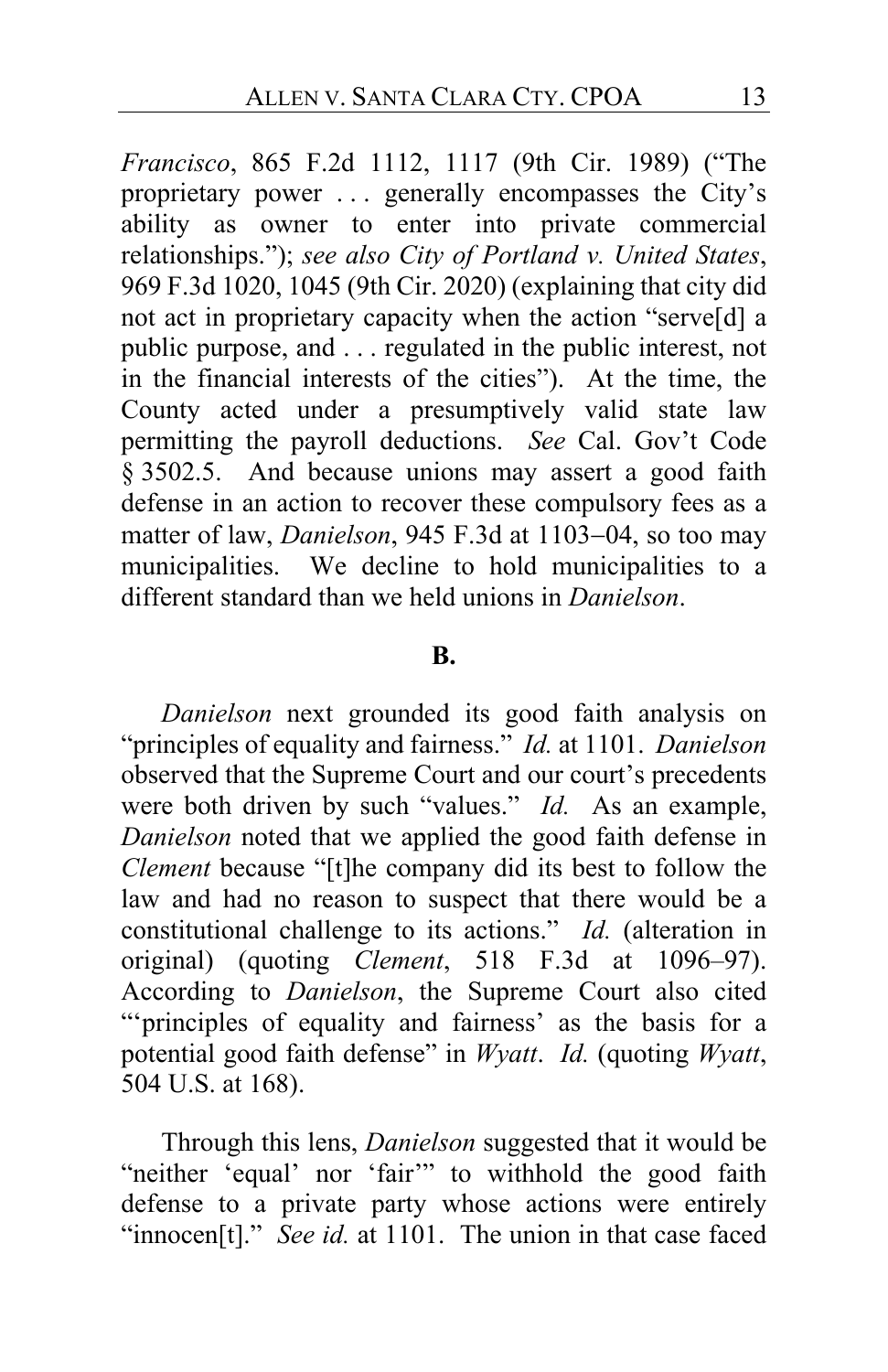*Francisco*, 865 F.2d 1112, 1117 (9th Cir. 1989) ("The proprietary power . . . generally encompasses the City's ability as owner to enter into private commercial relationships."); *see also City of Portland v. United States*, 969 F.3d 1020, 1045 (9th Cir. 2020) (explaining that city did not act in proprietary capacity when the action "serve[d] a public purpose, and . . . regulated in the public interest, not in the financial interests of the cities"). At the time, the County acted under a presumptively valid state law permitting the payroll deductions. *See* Cal. Gov't Code § 3502.5. And because unions may assert a good faith defense in an action to recover these compulsory fees as a matter of law, *Danielson*, 945 F.3d at 1103–04, so too may municipalities. We decline to hold municipalities to a different standard than we held unions in *Danielson*.

**B.**

*Danielson* next grounded its good faith analysis on "principles of equality and fairness." *Id.* at 1101. *Danielson* observed that the Supreme Court and our court's precedents were both driven by such "values." *Id.* As an example, *Danielson* noted that we applied the good faith defense in *Clement* because "[t]he company did its best to follow the law and had no reason to suspect that there would be a constitutional challenge to its actions." *Id.* (alteration in original) (quoting *Clement*, 518 F.3d at 1096–97). According to *Danielson*, the Supreme Court also cited "'principles of equality and fairness' as the basis for a potential good faith defense" in *Wyatt*. *Id.* (quoting *Wyatt*, 504 U.S. at 168).

Through this lens, *Danielson* suggested that it would be "neither 'equal' nor 'fair'" to withhold the good faith defense to a private party whose actions were entirely "innocen[t]." *See id.* at 1101. The union in that case faced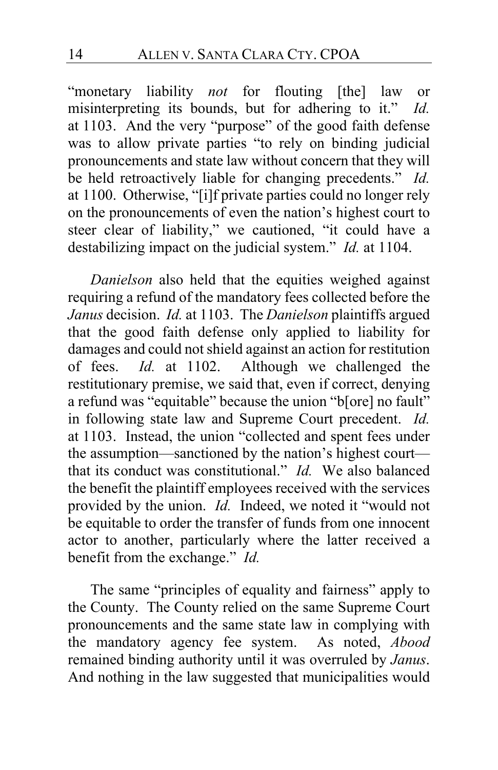"monetary liability *not* for flouting [the] law or misinterpreting its bounds, but for adhering to it." *Id.* at 1103. And the very "purpose" of the good faith defense was to allow private parties "to rely on binding judicial pronouncements and state law without concern that they will be held retroactively liable for changing precedents." *Id.* at 1100. Otherwise, "[i]f private parties could no longer rely on the pronouncements of even the nation's highest court to steer clear of liability," we cautioned, "it could have a destabilizing impact on the judicial system." *Id.* at 1104.

*Danielson* also held that the equities weighed against requiring a refund of the mandatory fees collected before the *Janus* decision. *Id.* at 1103. The *Danielson* plaintiffs argued that the good faith defense only applied to liability for damages and could not shield against an action for restitution of fees. *Id.* at 1102. Although we challenged the restitutionary premise, we said that, even if correct, denying a refund was "equitable" because the union "b[ore] no fault" in following state law and Supreme Court precedent. *Id.* at 1103. Instead, the union "collected and spent fees under the assumption—sanctioned by the nation's highest court—that its conduct was constitutional." *Id.* We also balanced the benefit the plaintiff employees received with the services provided by the union. *Id.* Indeed, we noted it "would not be equitable to order the transfer of funds from one innocent actor to another, particularly where the latter received a benefit from the exchange." *Id.*

The same "principles of equality and fairness" apply to the County. The County relied on the same Supreme Court pronouncements and the same state law in complying with the mandatory agency fee system. As noted, *Abood* remained binding authority until it was overruled by *Janus*. And nothing in the law suggested that municipalities would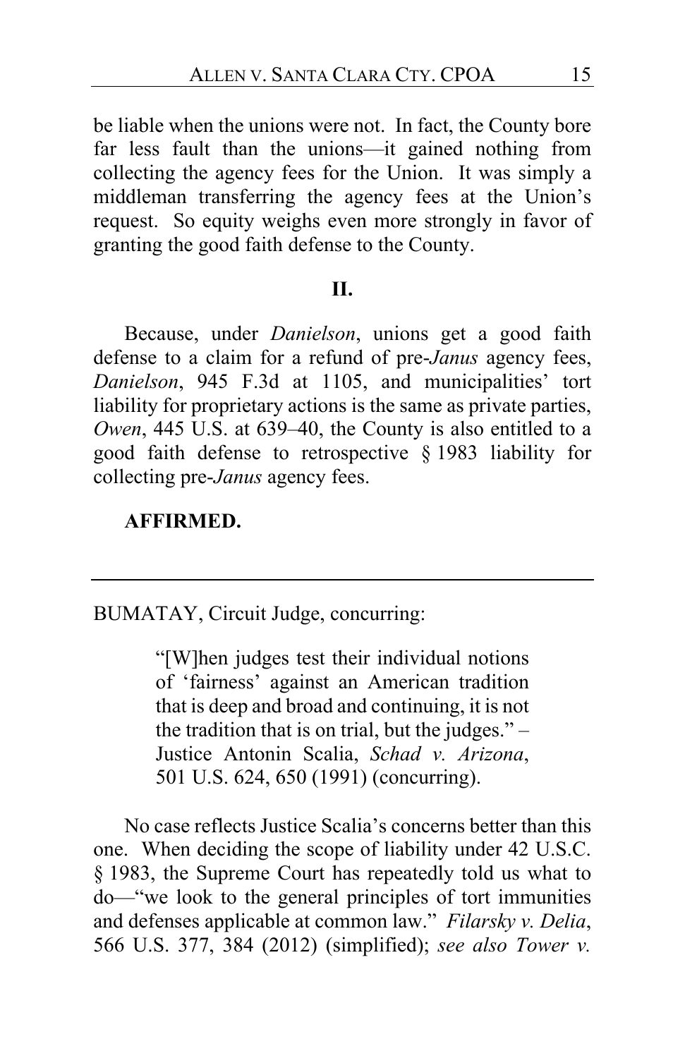be liable when the unions were not. In fact, the County bore far less fault than the unions—it gained nothing from collecting the agency fees for the Union. It was simply a middleman transferring the agency fees at the Union's request. So equity weighs even more strongly in favor of granting the good faith defense to the County.

## II.

Because, under *Danielson*, unions get a good faith defense to a claim for a refund of pre-*Janus* agency fees, *Danielson*, 945 F.3d at 1105, and municipalities' tort liability for proprietary actions is the same as private parties, *Owen*, 445 U.S. at 639–40, the County is also entitled to a good faith defense to retrospective § 1983 liability for collecting pre-*Janus* agency fees.

**AFFIRMED.**

---

BUMATAY, Circuit Judge, concurring:

> "[W]hen judges test their individual notions of 'fairness' against an American tradition that is deep and broad and continuing, it is not the tradition that is on trial, but the judges." – Justice Antonin Scalia, *Schad v. Arizona*, 501 U.S. 624, 650 (1991) (concurring).

No case reflects Justice Scalia's concerns better than this one. When deciding the scope of liability under 42 U.S.C. § 1983, the Supreme Court has repeatedly told us what to do—"we look to the general principles of tort immunities and defenses applicable at common law." *Filarsky v. Delia*, 566 U.S. 377, 384 (2012) (simplified); *see also Tower v.*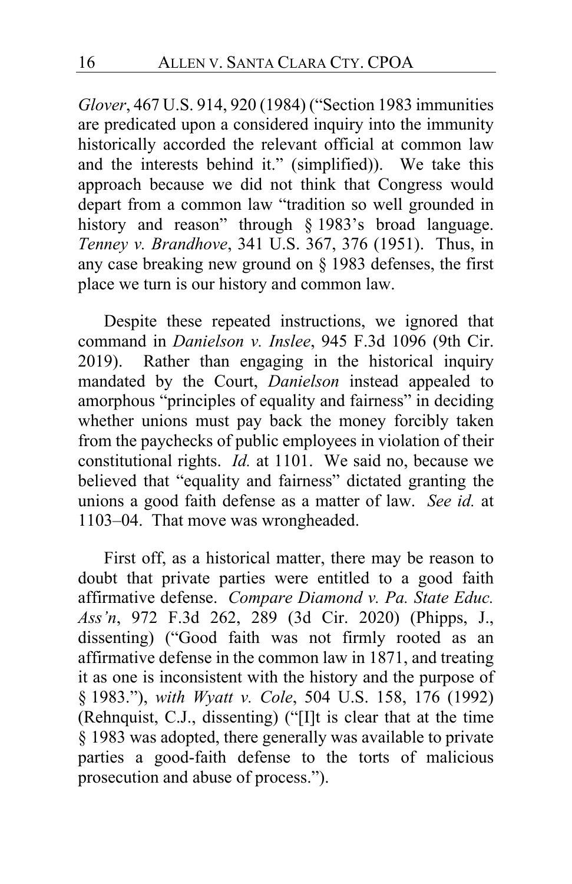*Glover*, 467 U.S. 914, 920 (1984) ("Section 1983 immunities are predicated upon a considered inquiry into the immunity historically accorded the relevant official at common law and the interests behind it." (simplified)). We take this approach because we did not think that Congress would depart from a common law "tradition so well grounded in history and reason" through § 1983's broad language. *Tenney v. Brandhove*, 341 U.S. 367, 376 (1951). Thus, in any case breaking new ground on § 1983 defenses, the first place we turn is our history and common law.

Despite these repeated instructions, we ignored that command in *Danielson v. Inslee*, 945 F.3d 1096 (9th Cir. 2019). Rather than engaging in the historical inquiry mandated by the Court, *Danielson* instead appealed to amorphous "principles of equality and fairness" in deciding whether unions must pay back the money forcibly taken from the paychecks of public employees in violation of their constitutional rights. *Id.* at 1101. We said no, because we believed that "equality and fairness" dictated granting the unions a good faith defense as a matter of law. *See id.* at 1103–04. That move was wrongheaded.

First off, as a historical matter, there may be reason to doubt that private parties were entitled to a good faith affirmative defense. *Compare Diamond v. Pa. State Educ. Ass'n*, 972 F.3d 262, 289 (3d Cir. 2020) (Phipps, J., dissenting) ("Good faith was not firmly rooted as an affirmative defense in the common law in 1871, and treating it as one is inconsistent with the history and the purpose of § 1983."), *with Wyatt v. Cole*, 504 U.S. 158, 176 (1992) (Rehnquist, C.J., dissenting) ("[I]t is clear that at the time § 1983 was adopted, there generally was available to private parties a good-faith defense to the torts of malicious prosecution and abuse of process.").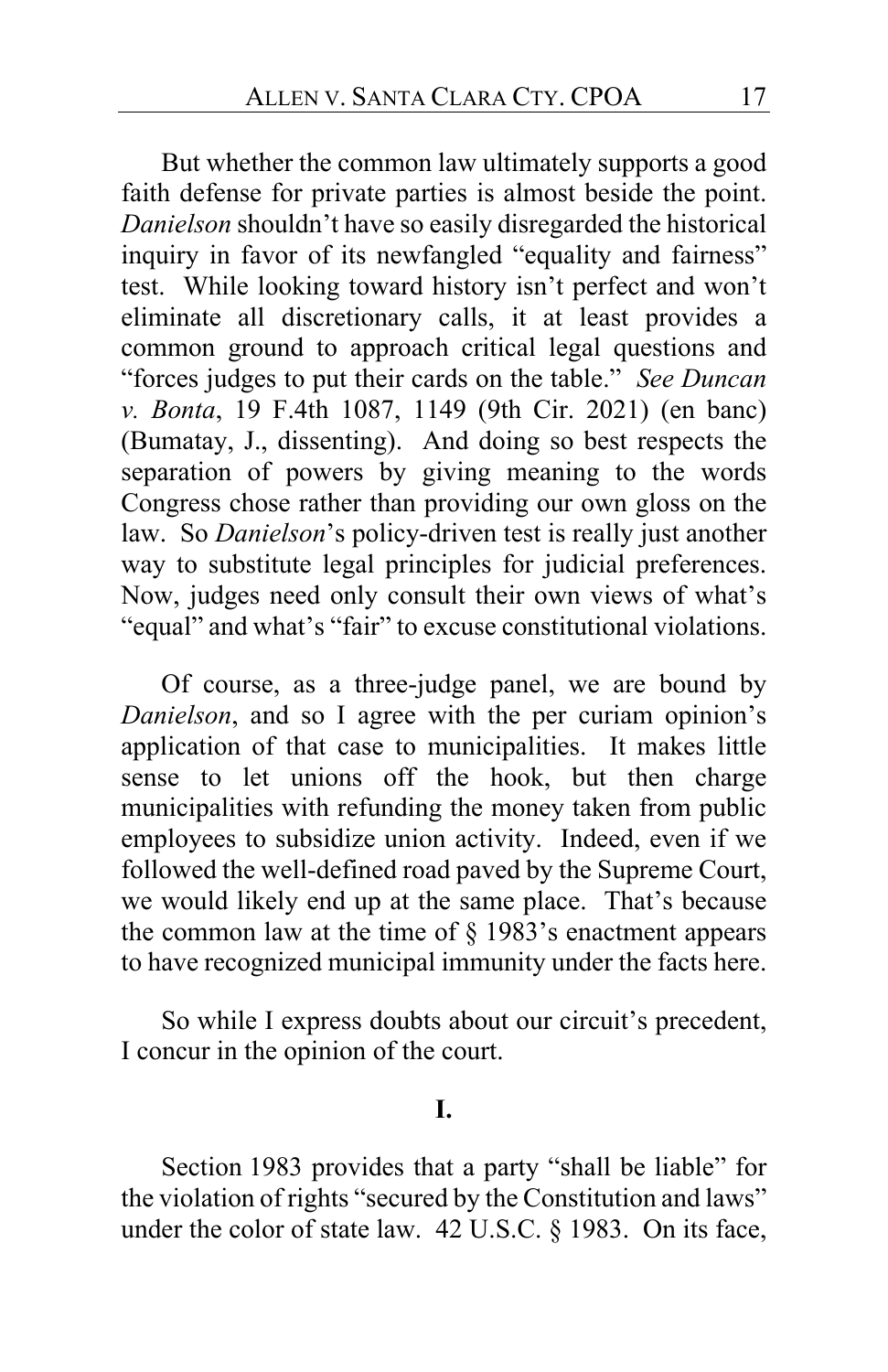But whether the common law ultimately supports a good faith defense for private parties is almost beside the point. *Danielson* shouldn't have so easily disregarded the historical inquiry in favor of its newfangled "equality and fairness" test. While looking toward history isn't perfect and won't eliminate all discretionary calls, it at least provides a common ground to approach critical legal questions and "forces judges to put their cards on the table." *See Duncan v. Bonta*, 19 F.4th 1087, 1149 (9th Cir. 2021) (en banc) (Bumatay, J., dissenting). And doing so best respects the separation of powers by giving meaning to the words Congress chose rather than providing our own gloss on the law. So *Danielson*'s policy-driven test is really just another way to substitute legal principles for judicial preferences. Now, judges need only consult their own views of what's "equal" and what's "fair" to excuse constitutional violations.

Of course, as a three-judge panel, we are bound by *Danielson*, and so I agree with the per curiam opinion's application of that case to municipalities. It makes little sense to let unions off the hook, but then charge municipalities with refunding the money taken from public employees to subsidize union activity. Indeed, even if we followed the well-defined road paved by the Supreme Court, we would likely end up at the same place. That's because the common law at the time of § 1983's enactment appears to have recognized municipal immunity under the facts here.

So while I express doubts about our circuit's precedent, I concur in the opinion of the court.

## I.

Section 1983 provides that a party "shall be liable" for the violation of rights "secured by the Constitution and laws" under the color of state law. 42 U.S.C. § 1983. On its face,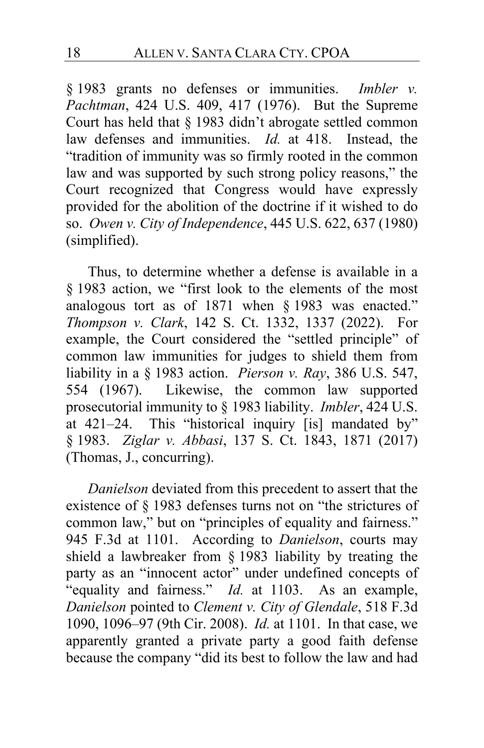§ 1983 grants no defenses or immunities. *Imbler v. Pachtman*, 424 U.S. 409, 417 (1976). But the Supreme Court has held that § 1983 didn't abrogate settled common law defenses and immunities. *Id.* at 418. Instead, the "tradition of immunity was so firmly rooted in the common law and was supported by such strong policy reasons," the Court recognized that Congress would have expressly provided for the abolition of the doctrine if it wished to do so. *Owen v. City of Independence*, 445 U.S. 622, 637 (1980) (simplified).

Thus, to determine whether a defense is available in a § 1983 action, we "first look to the elements of the most analogous tort as of 1871 when § 1983 was enacted." *Thompson v. Clark*, 142 S. Ct. 1332, 1337 (2022). For example, the Court considered the "settled principle" of common law immunities for judges to shield them from liability in a § 1983 action. *Pierson v. Ray*, 386 U.S. 547, 554 (1967). Likewise, the common law supported prosecutorial immunity to § 1983 liability. *Imbler*, 424 U.S. at 421–24. This "historical inquiry [is] mandated by" § 1983. *Ziglar v. Abbasi*, 137 S. Ct. 1843, 1871 (2017) (Thomas, J., concurring).

*Danielson* deviated from this precedent to assert that the existence of § 1983 defenses turns not on "the strictures of common law," but on "principles of equality and fairness." 945 F.3d at 1101. According to *Danielson*, courts may shield a lawbreaker from § 1983 liability by treating the party as an "innocent actor" under undefined concepts of "equality and fairness." *Id.* at 1103. As an example, *Danielson* pointed to *Clement v. City of Glendale*, 518 F.3d 1090, 1096–97 (9th Cir. 2008). *Id.* at 1101. In that case, we apparently granted a private party a good faith defense because the company "did its best to follow the law and had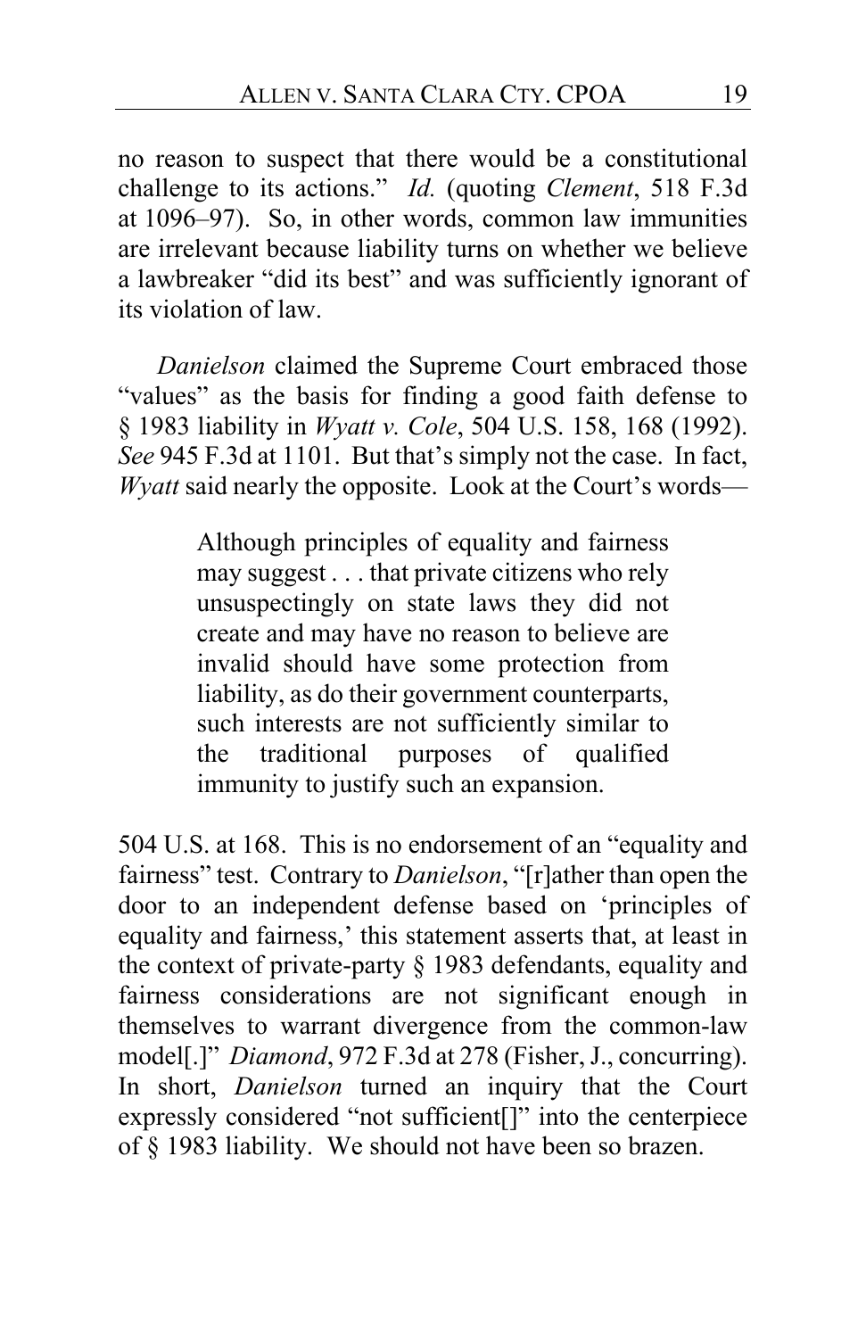no reason to suspect that there would be a constitutional challenge to its actions." *Id.* (quoting *Clement*, 518 F.3d at 1096–97). So, in other words, common law immunities are irrelevant because liability turns on whether we believe a lawbreaker "did its best" and was sufficiently ignorant of its violation of law.

*Danielson* claimed the Supreme Court embraced those "values" as the basis for finding a good faith defense to § 1983 liability in *Wyatt v. Cole*, 504 U.S. 158, 168 (1992). *See* 945 F.3d at 1101. But that's simply not the case. In fact, *Wyatt* said nearly the opposite. Look at the Court's words—

> Although principles of equality and fairness may suggest . . . that private citizens who rely unsuspectingly on state laws they did not create and may have no reason to believe are invalid should have some protection from liability, as do their government counterparts, such interests are not sufficiently similar to the traditional purposes of qualified immunity to justify such an expansion.

504 U.S. at 168. This is no endorsement of an "equality and fairness" test. Contrary to *Danielson*, "[r]ather than open the door to an independent defense based on 'principles of equality and fairness,' this statement asserts that, at least in the context of private-party § 1983 defendants, equality and fairness considerations are not significant enough in themselves to warrant divergence from the common-law model[.]" *Diamond*, 972 F.3d at 278 (Fisher, J., concurring). In short, *Danielson* turned an inquiry that the Court expressly considered "not sufficient[]" into the centerpiece of § 1983 liability. We should not have been so brazen.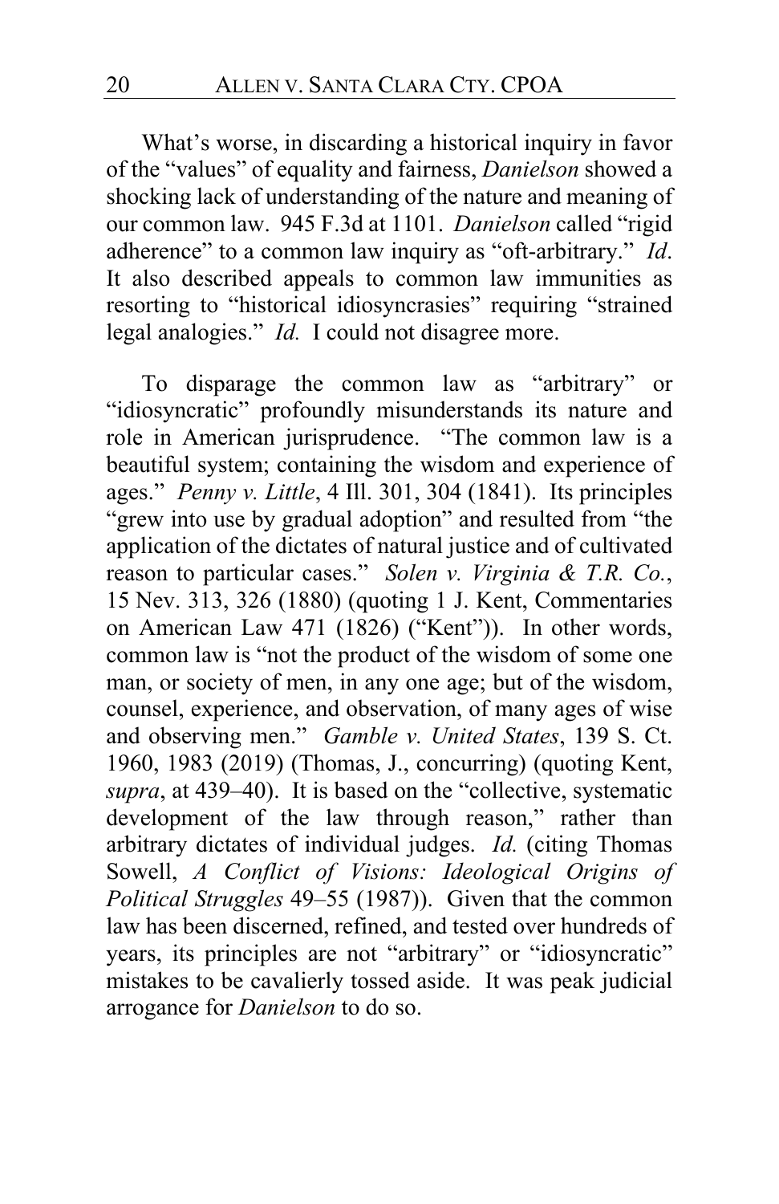What's worse, in discarding a historical inquiry in favor of the "values" of equality and fairness, *Danielson* showed a shocking lack of understanding of the nature and meaning of our common law. 945 F.3d at 1101. *Danielson* called "rigid adherence" to a common law inquiry as "oft-arbitrary." *Id*. It also described appeals to common law immunities as resorting to "historical idiosyncrasies" requiring "strained legal analogies." *Id.* I could not disagree more.

To disparage the common law as "arbitrary" or "idiosyncratic" profoundly misunderstands its nature and role in American jurisprudence. "The common law is a beautiful system; containing the wisdom and experience of ages." *Penny v. Little*, 4 Ill. 301, 304 (1841). Its principles "grew into use by gradual adoption" and resulted from "the application of the dictates of natural justice and of cultivated reason to particular cases." *Solen v. Virginia & T.R. Co.*, 15 Nev. 313, 326 (1880) (quoting 1 J. Kent, Commentaries on American Law 471 (1826) ("Kent")). In other words, common law is "not the product of the wisdom of some one man, or society of men, in any one age; but of the wisdom, counsel, experience, and observation, of many ages of wise and observing men." *Gamble v. United States*, 139 S. Ct. 1960, 1983 (2019) (Thomas, J., concurring) (quoting Kent, *supra*, at 439–40). It is based on the "collective, systematic development of the law through reason," rather than arbitrary dictates of individual judges. *Id.* (citing Thomas Sowell, *A Conflict of Visions: Ideological Origins of Political Struggles* 49–55 (1987)). Given that the common law has been discerned, refined, and tested over hundreds of years, its principles are not "arbitrary" or "idiosyncratic" mistakes to be cavalierly tossed aside. It was peak judicial arrogance for *Danielson* to do so.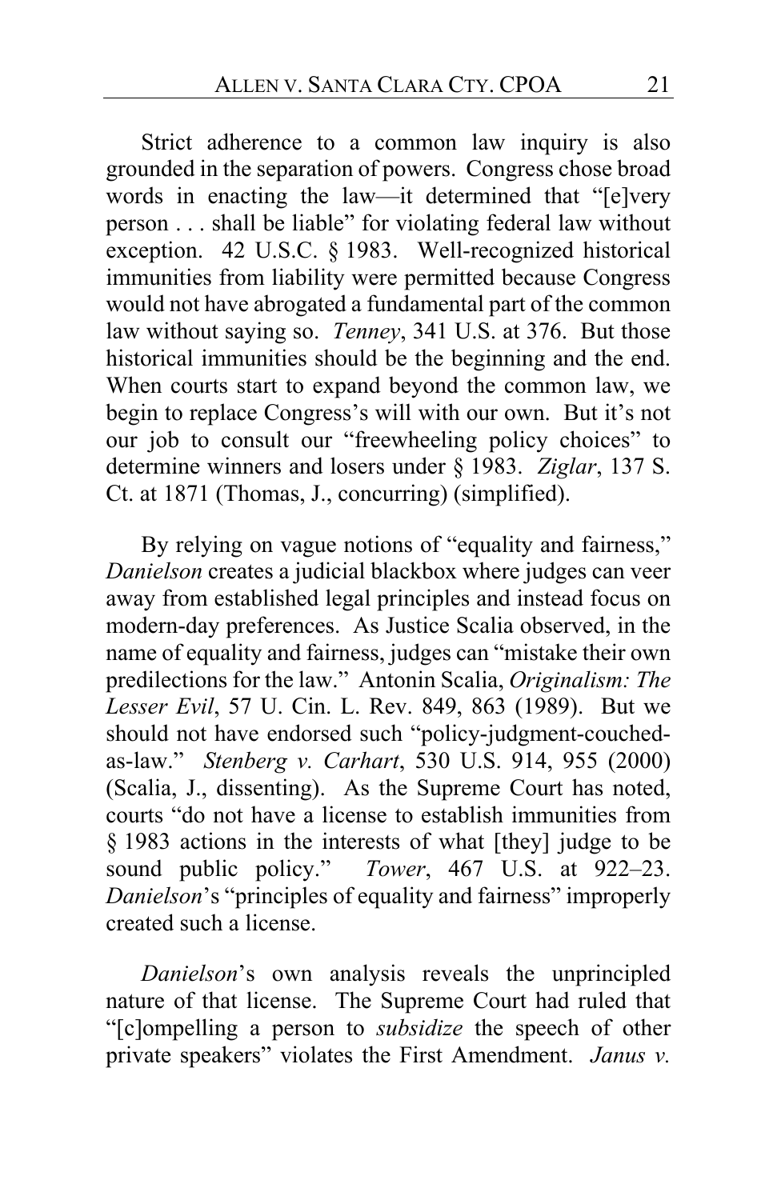Strict adherence to a common law inquiry is also grounded in the separation of powers. Congress chose broad words in enacting the law—it determined that "[e]very person . . . shall be liable" for violating federal law without exception. 42 U.S.C. § 1983. Well-recognized historical immunities from liability were permitted because Congress would not have abrogated a fundamental part of the common law without saying so. *Tenney*, 341 U.S. at 376. But those historical immunities should be the beginning and the end. When courts start to expand beyond the common law, we begin to replace Congress's will with our own. But it's not our job to consult our "freewheeling policy choices" to determine winners and losers under § 1983. *Ziglar*, 137 S. Ct. at 1871 (Thomas, J., concurring) (simplified).

By relying on vague notions of "equality and fairness," *Danielson* creates a judicial blackbox where judges can veer away from established legal principles and instead focus on modern-day preferences. As Justice Scalia observed, in the name of equality and fairness, judges can "mistake their own predilections for the law." Antonin Scalia, *Originalism: The Lesser Evil*, 57 U. Cin. L. Rev. 849, 863 (1989). But we should not have endorsed such "policy-judgment-couched-as-law." *Stenberg v. Carhart*, 530 U.S. 914, 955 (2000) (Scalia, J., dissenting). As the Supreme Court has noted, courts "do not have a license to establish immunities from § 1983 actions in the interests of what [they] judge to be sound public policy." *Tower*, 467 U.S. at 922–23. *Danielson*'s "principles of equality and fairness" improperly created such a license.

*Danielson*'s own analysis reveals the unprincipled nature of that license. The Supreme Court had ruled that "[c]ompelling a person to *subsidize* the speech of other private speakers" violates the First Amendment. *Janus v.*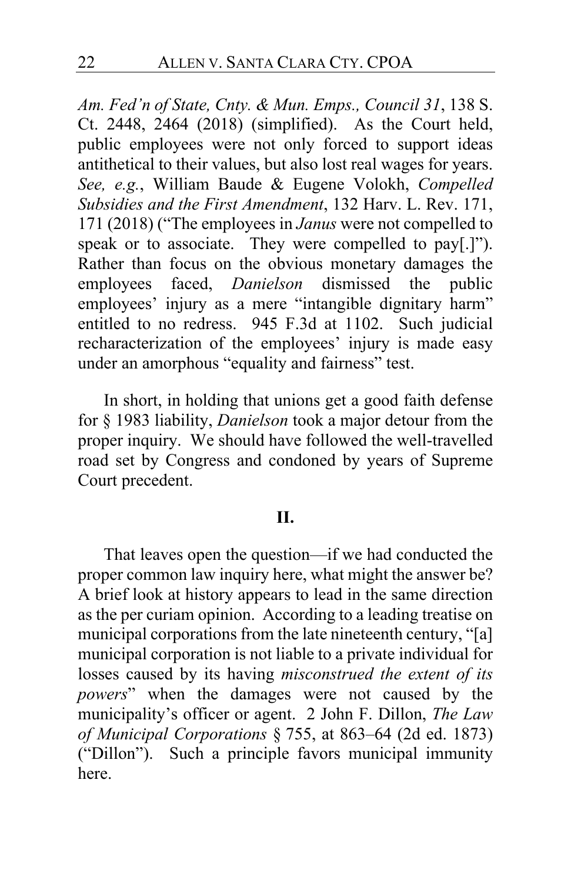*Am. Fed'n of State, Cnty. & Mun. Emps., Council 31*, 138 S. Ct. 2448, 2464 (2018) (simplified). As the Court held, public employees were not only forced to support ideas antithetical to their values, but also lost real wages for years. *See, e.g.*, William Baude & Eugene Volokh, *Compelled Subsidies and the First Amendment*, 132 Harv. L. Rev. 171, 171 (2018) ("The employees in *Janus* were not compelled to speak or to associate. They were compelled to pay[.]"). Rather than focus on the obvious monetary damages the employees faced, *Danielson* dismissed the public employees' injury as a mere "intangible dignitary harm" entitled to no redress. 945 F.3d at 1102. Such judicial recharacterization of the employees' injury is made easy under an amorphous "equality and fairness" test.

In short, in holding that unions get a good faith defense for § 1983 liability, *Danielson* took a major detour from the proper inquiry. We should have followed the well-travelled road set by Congress and condoned by years of Supreme Court precedent.

**II.**

That leaves open the question—if we had conducted the proper common law inquiry here, what might the answer be? A brief look at history appears to lead in the same direction as the per curiam opinion. According to a leading treatise on municipal corporations from the late nineteenth century, "[a] municipal corporation is not liable to a private individual for losses caused by its having *misconstrued the extent of its powers*" when the damages were not caused by the municipality's officer or agent. 2 John F. Dillon, *The Law of Municipal Corporations* § 755, at 863–64 (2d ed. 1873) ("Dillon"). Such a principle favors municipal immunity here.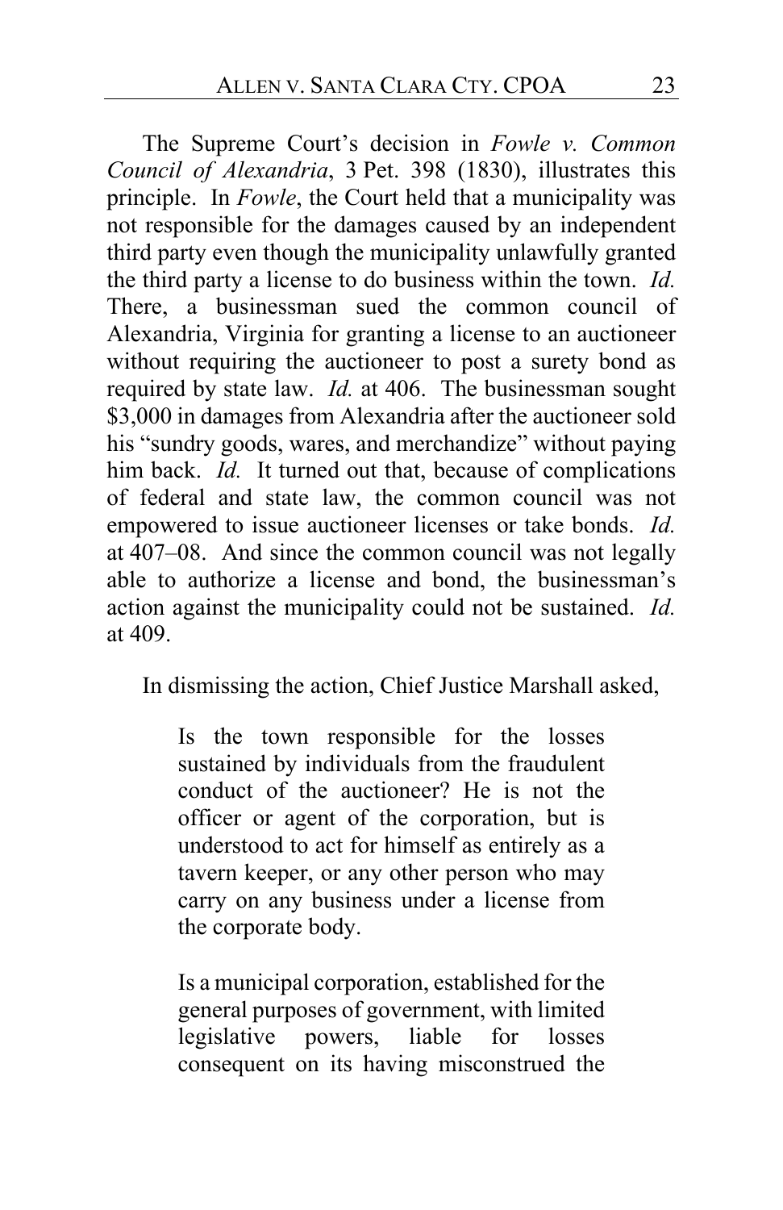The Supreme Court's decision in *Fowle v. Common Council of Alexandria*, 3 Pet. 398 (1830), illustrates this principle. In *Fowle*, the Court held that a municipality was not responsible for the damages caused by an independent third party even though the municipality unlawfully granted the third party a license to do business within the town. *Id.* There, a businessman sued the common council of Alexandria, Virginia for granting a license to an auctioneer without requiring the auctioneer to post a surety bond as required by state law. *Id.* at 406. The businessman sought $3,000 in damages from Alexandria after the auctioneer sold his "sundry goods, wares, and merchandize" without paying him back. *Id.* It turned out that, because of complications of federal and state law, the common council was not empowered to issue auctioneer licenses or take bonds. *Id.* at 407–08. And since the common council was not legally able to authorize a license and bond, the businessman's action against the municipality could not be sustained. *Id.* at 409.

In dismissing the action, Chief Justice Marshall asked,

> Is the town responsible for the losses sustained by individuals from the fraudulent conduct of the auctioneer? He is not the officer or agent of the corporation, but is understood to act for himself as entirely as a tavern keeper, or any other person who may carry on any business under a license from the corporate body.
>
> Is a municipal corporation, established for the general purposes of government, with limited legislative powers, liable for losses consequent on its having misconstrued the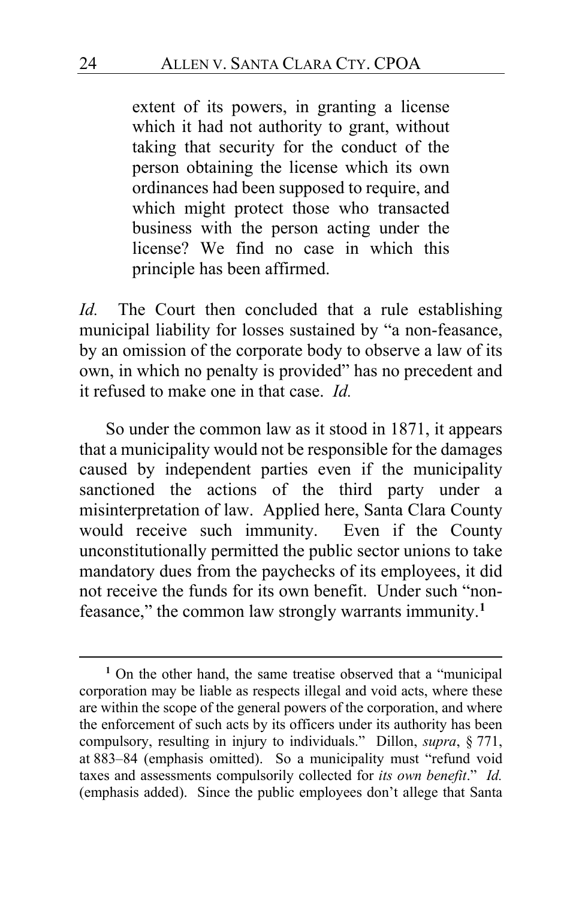> extent of its powers, in granting a license which it had not authority to grant, without taking that security for the conduct of the person obtaining the license which its own ordinances had been supposed to require, and which might protect those who transacted business with the person acting under the license? We find no case in which this principle has been affirmed.

*Id.* The Court then concluded that a rule establishing municipal liability for losses sustained by "a non-feasance, by an omission of the corporate body to observe a law of its own, in which no penalty is provided" has no precedent and it refused to make one in that case. *Id.*

So under the common law as it stood in 1871, it appears that a municipality would not be responsible for the damages caused by independent parties even if the municipality sanctioned the actions of the third party under a misinterpretation of law. Applied here, Santa Clara County would receive such immunity. Even if the County unconstitutionally permitted the public sector unions to take mandatory dues from the paychecks of its employees, it did not receive the funds for its own benefit. Under such "non-feasance," the common law strongly warrants immunity.[1]

[1] On the other hand, the same treatise observed that a "municipal corporation may be liable as respects illegal and void acts, where these are within the scope of the general powers of the corporation, and where the enforcement of such acts by its officers under its authority has been compulsory, resulting in injury to individuals." Dillon, *supra*, § 771, at 883–84 (emphasis omitted). So a municipality must "refund void taxes and assessments compulsorily collected for *its own benefit*." *Id.* (emphasis added). Since the public employees don't allege that Santa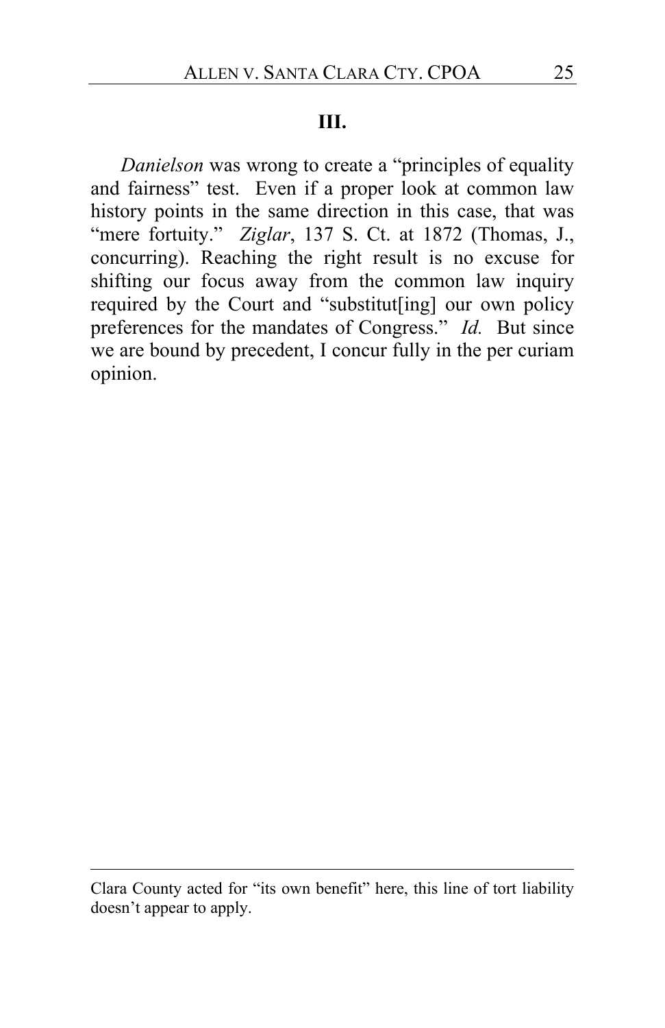### III.

*Danielson* was wrong to create a "principles of equality and fairness" test. Even if a proper look at common law history points in the same direction in this case, that was "mere fortuity." *Ziglar*, 137 S. Ct. at 1872 (Thomas, J., concurring). Reaching the right result is no excuse for shifting our focus away from the common law inquiry required by the Court and "substitut[ing] our own policy preferences for the mandates of Congress." *Id.* But since we are bound by precedent, I concur fully in the per curiam opinion.

---

Clara County acted for "its own benefit" here, this line of tort liability doesn't appear to apply.